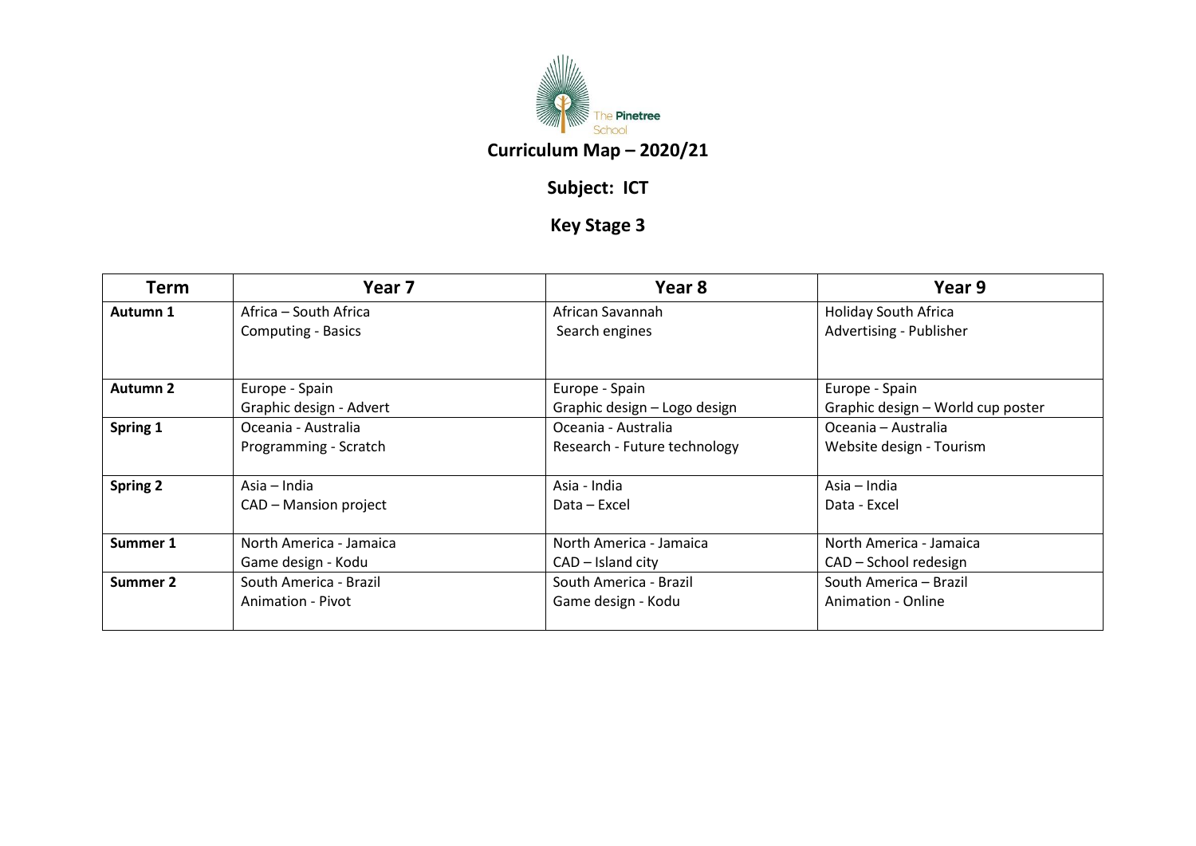The Pinetree School

# Curriculum Map – 2020/21

## Subject: ICT

## Key Stage 3

| Term | Year 7 | Year 8 | Year 9 |
|---|---|---|---|
| **Autumn 1** | Africa – South Africa<br>Computing - Basics | African Savannah<br>Search engines | Holiday South Africa<br>Advertising - Publisher |
| **Autumn 2** | Europe - Spain<br>Graphic design - Advert | Europe - Spain<br>Graphic design – Logo design | Europe - Spain<br>Graphic design – World cup poster |
| **Spring 1** | Oceania - Australia<br>Programming - Scratch | Oceania - Australia<br>Research - Future technology | Oceania – Australia<br>Website design - Tourism |
| **Spring 2** | Asia – India<br>CAD – Mansion project | Asia - India<br>Data – Excel | Asia – India<br>Data - Excel |
| **Summer 1** | North America - Jamaica<br>Game design - Kodu | North America - Jamaica<br>CAD – Island city | North America - Jamaica<br>CAD – School redesign |
| **Summer 2** | South America - Brazil<br>Animation - Pivot | South America - Brazil<br>Game design - Kodu | South America – Brazil<br>Animation - Online |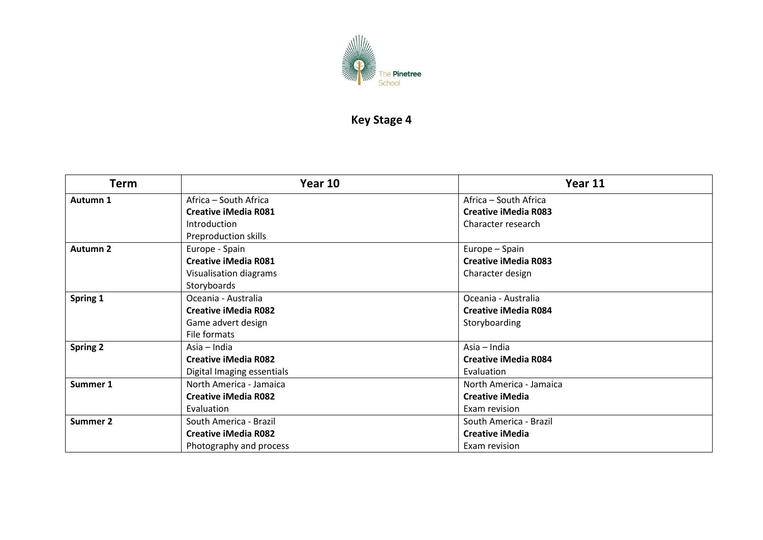## Key Stage 4

| Term | Year 10 | Year 11 |
|---|---|---|
| **Autumn 1** | Africa – South Africa<br>**Creative iMedia R081**<br>Introduction<br>Preproduction skills | Africa – South Africa<br>**Creative iMedia R083**<br>Character research |
| **Autumn 2** | Europe - Spain<br>**Creative iMedia R081**<br>Visualisation diagrams<br>Storyboards | Europe – Spain<br>**Creative iMedia R083**<br>Character design |
| **Spring 1** | Oceania - Australia<br>**Creative iMedia R082**<br>Game advert design<br>File formats | Oceania - Australia<br>**Creative iMedia R084**<br>Storyboarding |
| **Spring 2** | Asia – India<br>**Creative iMedia R082**<br>Digital Imaging essentials | Asia – India<br>**Creative iMedia R084**<br>Evaluation |
| **Summer 1** | North America - Jamaica<br>**Creative iMedia R082**<br>Evaluation | North America - Jamaica<br>**Creative iMedia**<br>Exam revision |
| **Summer 2** | South America - Brazil<br>**Creative iMedia R082**<br>Photography and process | South America - Brazil<br>**Creative iMedia**<br>Exam revision |